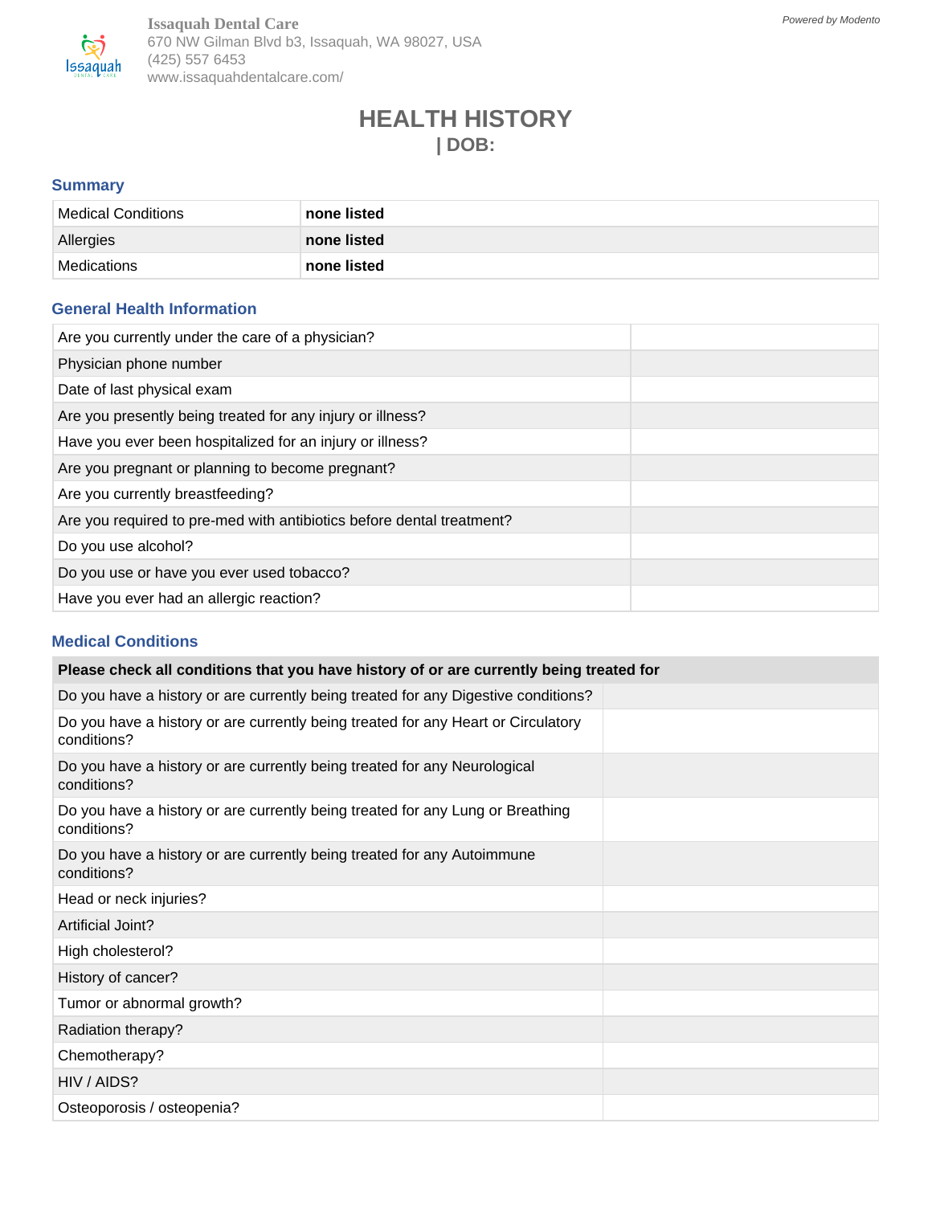**Issaquah Dental Care**
670 NW Gilman Blvd b3, Issaquah, WA 98027, USA
(425) 557 6453
www.issaquahdentalcare.com/

*Powered by Modento*

# HEALTH HISTORY

## | DOB:

### Summary

| | |
|---|---|
| Medical Conditions | **none listed** |
| Allergies | **none listed** |
| Medications | **none listed** |

### General Health Information

| | |
|---|---|
| Are you currently under the care of a physician? | |
| Physician phone number | |
| Date of last physical exam | |
| Are you presently being treated for any injury or illness? | |
| Have you ever been hospitalized for an injury or illness? | |
| Are you pregnant or planning to become pregnant? | |
| Are you currently breastfeeding? | |
| Are you required to pre-med with antibiotics before dental treatment? | |
| Do you use alcohol? | |
| Do you use or have you ever used tobacco? | |
| Have you ever had an allergic reaction? | |

### Medical Conditions

| **Please check all conditions that you have history of or are currently being treated for** | |
|---|---|
| Do you have a history or are currently being treated for any Digestive conditions? | |
| Do you have a history or are currently being treated for any Heart or Circulatory conditions? | |
| Do you have a history or are currently being treated for any Neurological conditions? | |
| Do you have a history or are currently being treated for any Lung or Breathing conditions? | |
| Do you have a history or are currently being treated for any Autoimmune conditions? | |
| Head or neck injuries? | |
| Artificial Joint? | |
| High cholesterol? | |
| History of cancer? | |
| Tumor or abnormal growth? | |
| Radiation therapy? | |
| Chemotherapy? | |
| HIV / AIDS? | |
| Osteoporosis / osteopenia? | |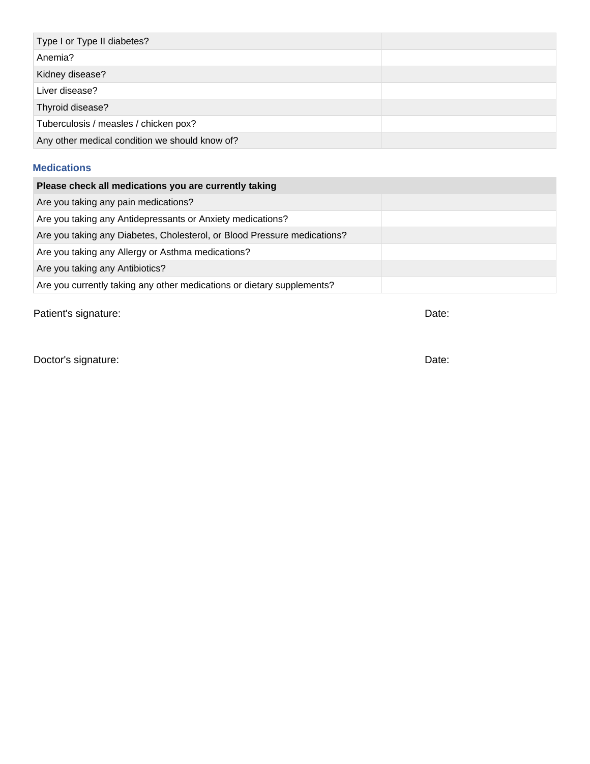| | |
|---|---|
| Type I or Type II diabetes? | |
| Anemia? | |
| Kidney disease? | |
| Liver disease? | |
| Thyroid disease? | |
| Tuberculosis / measles / chicken pox? | |
| Any other medical condition we should know of? | |

## Medications

| **Please check all medications you are currently taking** | |
|---|---|
| Are you taking any pain medications? | |
| Are you taking any Antidepressants or Anxiety medications? | |
| Are you taking any Diabetes, Cholesterol, or Blood Pressure medications? | |
| Are you taking any Allergy or Asthma medications? | |
| Are you taking any Antibiotics? | |
| Are you currently taking any other medications or dietary supplements? | |

Patient's signature: Date:

Doctor's signature: Date: